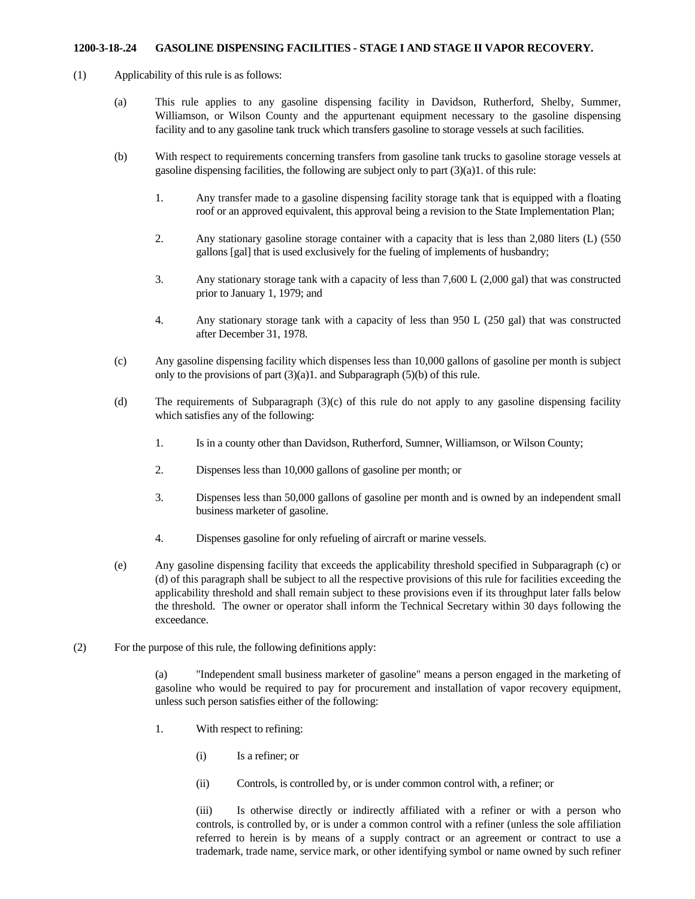**1200-3-18-.24 GASOLINE DISPENSING FACILITIES - STAGE I AND STAGE II VAPOR RECOVERY.**

(1) Applicability of this rule is as follows:

(a) This rule applies to any gasoline dispensing facility in Davidson, Rutherford, Shelby, Summer, Williamson, or Wilson County and the appurtenant equipment necessary to the gasoline dispensing facility and to any gasoline tank truck which transfers gasoline to storage vessels at such facilities.

(b) With respect to requirements concerning transfers from gasoline tank trucks to gasoline storage vessels at gasoline dispensing facilities, the following are subject only to part (3)(a)1. of this rule:

1. Any transfer made to a gasoline dispensing facility storage tank that is equipped with a floating roof or an approved equivalent, this approval being a revision to the State Implementation Plan;

2. Any stationary gasoline storage container with a capacity that is less than 2,080 liters (L) (550 gallons [gal] that is used exclusively for the fueling of implements of husbandry;

3. Any stationary storage tank with a capacity of less than 7,600 L (2,000 gal) that was constructed prior to January 1, 1979; and

4. Any stationary storage tank with a capacity of less than 950 L (250 gal) that was constructed after December 31, 1978.

(c) Any gasoline dispensing facility which dispenses less than 10,000 gallons of gasoline per month is subject only to the provisions of part (3)(a)1. and Subparagraph (5)(b) of this rule.

(d) The requirements of Subparagraph (3)(c) of this rule do not apply to any gasoline dispensing facility which satisfies any of the following:

1. Is in a county other than Davidson, Rutherford, Sumner, Williamson, or Wilson County;

2. Dispenses less than 10,000 gallons of gasoline per month; or

3. Dispenses less than 50,000 gallons of gasoline per month and is owned by an independent small business marketer of gasoline.

4. Dispenses gasoline for only refueling of aircraft or marine vessels.

(e) Any gasoline dispensing facility that exceeds the applicability threshold specified in Subparagraph (c) or (d) of this paragraph shall be subject to all the respective provisions of this rule for facilities exceeding the applicability threshold and shall remain subject to these provisions even if its throughput later falls below the threshold. The owner or operator shall inform the Technical Secretary within 30 days following the exceedance.

(2) For the purpose of this rule, the following definitions apply:

(a) "Independent small business marketer of gasoline" means a person engaged in the marketing of gasoline who would be required to pay for procurement and installation of vapor recovery equipment, unless such person satisfies either of the following:

1. With respect to refining:

(i) Is a refiner; or

(ii) Controls, is controlled by, or is under common control with, a refiner; or

(iii) Is otherwise directly or indirectly affiliated with a refiner or with a person who controls, is controlled by, or is under a common control with a refiner (unless the sole affiliation referred to herein is by means of a supply contract or an agreement or contract to use a trademark, trade name, service mark, or other identifying symbol or name owned by such refiner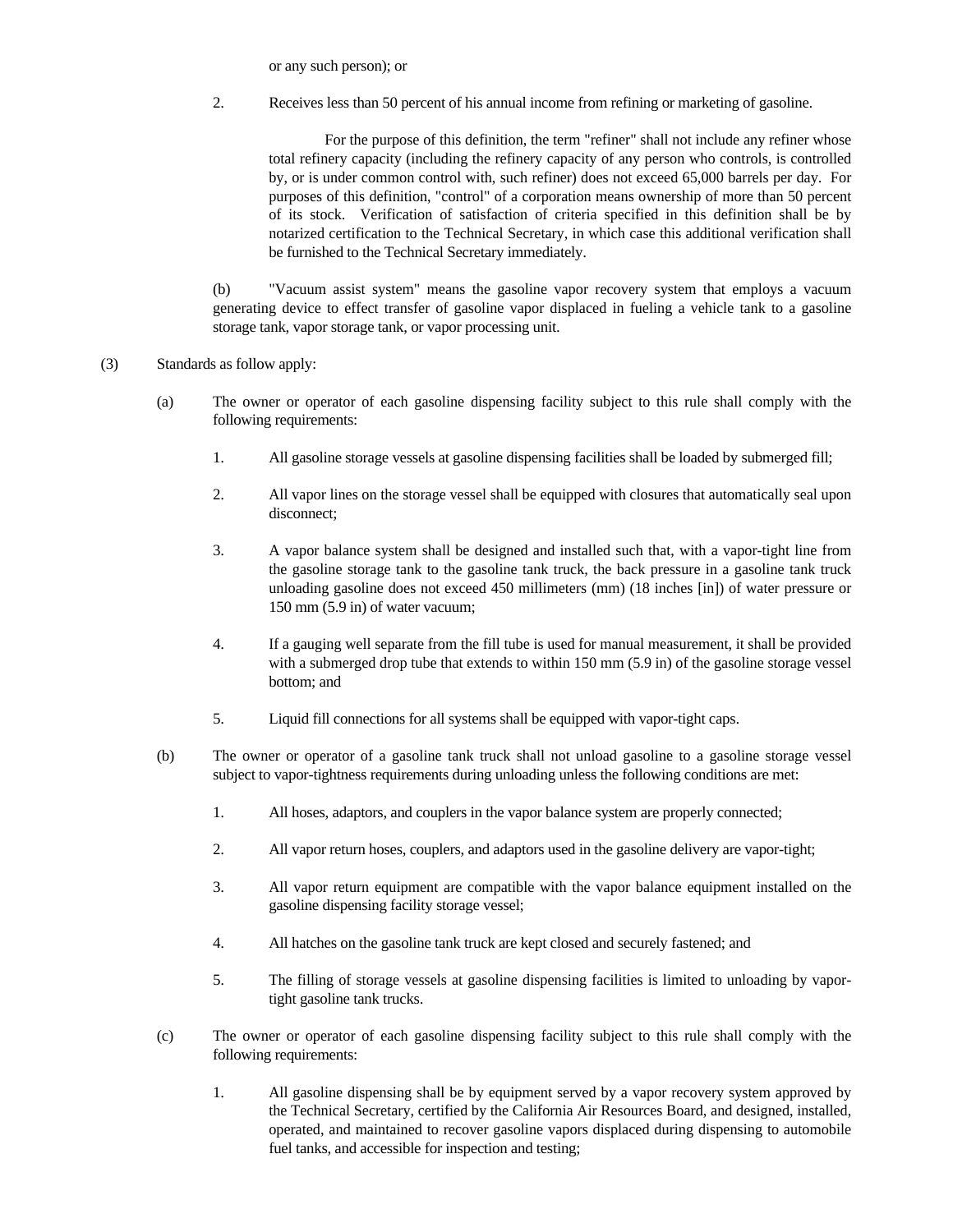or any such person); or

2. Receives less than 50 percent of his annual income from refining or marketing of gasoline.

For the purpose of this definition, the term "refiner" shall not include any refiner whose total refinery capacity (including the refinery capacity of any person who controls, is controlled by, or is under common control with, such refiner) does not exceed 65,000 barrels per day. For purposes of this definition, "control" of a corporation means ownership of more than 50 percent of its stock. Verification of satisfaction of criteria specified in this definition shall be by notarized certification to the Technical Secretary, in which case this additional verification shall be furnished to the Technical Secretary immediately.

(b) "Vacuum assist system" means the gasoline vapor recovery system that employs a vacuum generating device to effect transfer of gasoline vapor displaced in fueling a vehicle tank to a gasoline storage tank, vapor storage tank, or vapor processing unit.

(3) Standards as follow apply:

(a) The owner or operator of each gasoline dispensing facility subject to this rule shall comply with the following requirements:

1. All gasoline storage vessels at gasoline dispensing facilities shall be loaded by submerged fill;

2. All vapor lines on the storage vessel shall be equipped with closures that automatically seal upon disconnect;

3. A vapor balance system shall be designed and installed such that, with a vapor-tight line from the gasoline storage tank to the gasoline tank truck, the back pressure in a gasoline tank truck unloading gasoline does not exceed 450 millimeters (mm) (18 inches [in]) of water pressure or 150 mm (5.9 in) of water vacuum;

4. If a gauging well separate from the fill tube is used for manual measurement, it shall be provided with a submerged drop tube that extends to within 150 mm (5.9 in) of the gasoline storage vessel bottom; and

5. Liquid fill connections for all systems shall be equipped with vapor-tight caps.

(b) The owner or operator of a gasoline tank truck shall not unload gasoline to a gasoline storage vessel subject to vapor-tightness requirements during unloading unless the following conditions are met:

1. All hoses, adaptors, and couplers in the vapor balance system are properly connected;

2. All vapor return hoses, couplers, and adaptors used in the gasoline delivery are vapor-tight;

3. All vapor return equipment are compatible with the vapor balance equipment installed on the gasoline dispensing facility storage vessel;

4. All hatches on the gasoline tank truck are kept closed and securely fastened; and

5. The filling of storage vessels at gasoline dispensing facilities is limited to unloading by vapor-tight gasoline tank trucks.

(c) The owner or operator of each gasoline dispensing facility subject to this rule shall comply with the following requirements:

1. All gasoline dispensing shall be by equipment served by a vapor recovery system approved by the Technical Secretary, certified by the California Air Resources Board, and designed, installed, operated, and maintained to recover gasoline vapors displaced during dispensing to automobile fuel tanks, and accessible for inspection and testing;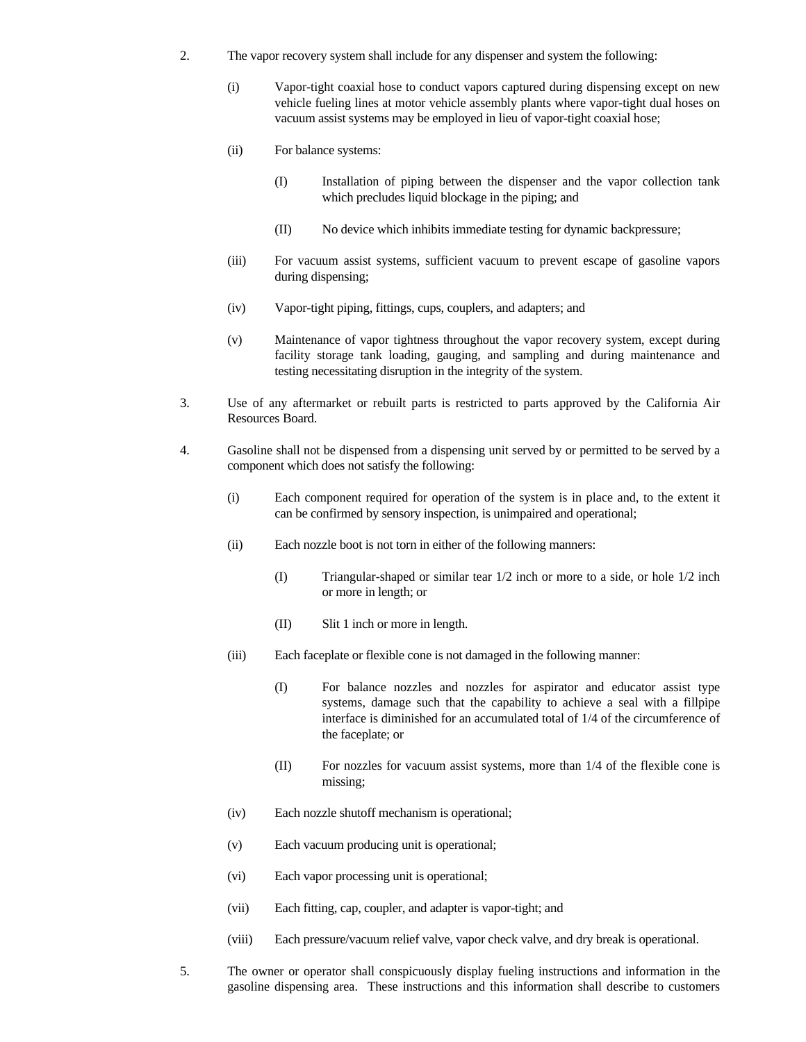2. The vapor recovery system shall include for any dispenser and system the following:

   (i) Vapor-tight coaxial hose to conduct vapors captured during dispensing except on new vehicle fueling lines at motor vehicle assembly plants where vapor-tight dual hoses on vacuum assist systems may be employed in lieu of vapor-tight coaxial hose;

   (ii) For balance systems:

      (I) Installation of piping between the dispenser and the vapor collection tank which precludes liquid blockage in the piping; and

      (II) No device which inhibits immediate testing for dynamic backpressure;

   (iii) For vacuum assist systems, sufficient vacuum to prevent escape of gasoline vapors during dispensing;

   (iv) Vapor-tight piping, fittings, cups, couplers, and adapters; and

   (v) Maintenance of vapor tightness throughout the vapor recovery system, except during facility storage tank loading, gauging, and sampling and during maintenance and testing necessitating disruption in the integrity of the system.

3. Use of any aftermarket or rebuilt parts is restricted to parts approved by the California Air Resources Board.

4. Gasoline shall not be dispensed from a dispensing unit served by or permitted to be served by a component which does not satisfy the following:

   (i) Each component required for operation of the system is in place and, to the extent it can be confirmed by sensory inspection, is unimpaired and operational;

   (ii) Each nozzle boot is not torn in either of the following manners:

      (I) Triangular-shaped or similar tear 1/2 inch or more to a side, or hole 1/2 inch or more in length; or

      (II) Slit 1 inch or more in length.

   (iii) Each faceplate or flexible cone is not damaged in the following manner:

      (I) For balance nozzles and nozzles for aspirator and educator assist type systems, damage such that the capability to achieve a seal with a fillpipe interface is diminished for an accumulated total of 1/4 of the circumference of the faceplate; or

      (II) For nozzles for vacuum assist systems, more than 1/4 of the flexible cone is missing;

   (iv) Each nozzle shutoff mechanism is operational;

   (v) Each vacuum producing unit is operational;

   (vi) Each vapor processing unit is operational;

   (vii) Each fitting, cap, coupler, and adapter is vapor-tight; and

   (viii) Each pressure/vacuum relief valve, vapor check valve, and dry break is operational.

5. The owner or operator shall conspicuously display fueling instructions and information in the gasoline dispensing area. These instructions and this information shall describe to customers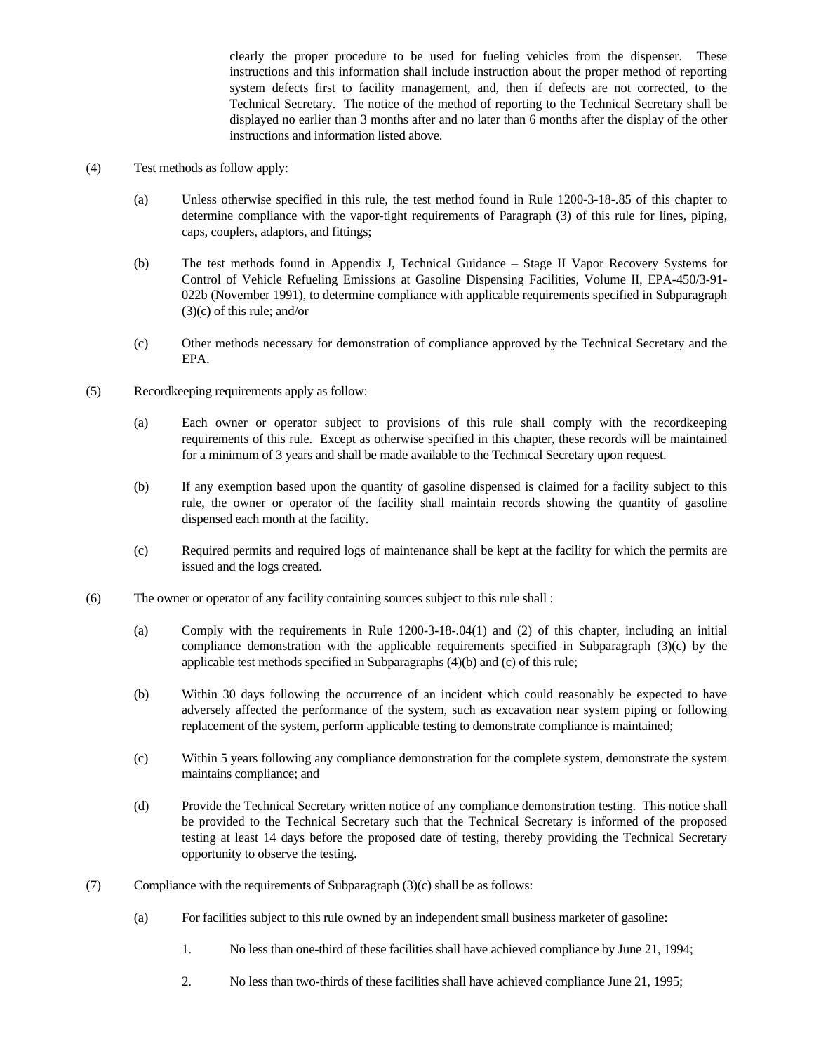clearly the proper procedure to be used for fueling vehicles from the dispenser. These instructions and this information shall include instruction about the proper method of reporting system defects first to facility management, and, then if defects are not corrected, to the Technical Secretary. The notice of the method of reporting to the Technical Secretary shall be displayed no earlier than 3 months after and no later than 6 months after the display of the other instructions and information listed above.

(4) Test methods as follow apply:

(a) Unless otherwise specified in this rule, the test method found in Rule 1200-3-18-.85 of this chapter to determine compliance with the vapor-tight requirements of Paragraph (3) of this rule for lines, piping, caps, couplers, adaptors, and fittings;

(b) The test methods found in Appendix J, Technical Guidance – Stage II Vapor Recovery Systems for Control of Vehicle Refueling Emissions at Gasoline Dispensing Facilities, Volume II, EPA-450/3-91-022b (November 1991), to determine compliance with applicable requirements specified in Subparagraph (3)(c) of this rule; and/or

(c) Other methods necessary for demonstration of compliance approved by the Technical Secretary and the EPA.

(5) Recordkeeping requirements apply as follow:

(a) Each owner or operator subject to provisions of this rule shall comply with the recordkeeping requirements of this rule. Except as otherwise specified in this chapter, these records will be maintained for a minimum of 3 years and shall be made available to the Technical Secretary upon request.

(b) If any exemption based upon the quantity of gasoline dispensed is claimed for a facility subject to this rule, the owner or operator of the facility shall maintain records showing the quantity of gasoline dispensed each month at the facility.

(c) Required permits and required logs of maintenance shall be kept at the facility for which the permits are issued and the logs created.

(6) The owner or operator of any facility containing sources subject to this rule shall :

(a) Comply with the requirements in Rule 1200-3-18-.04(1) and (2) of this chapter, including an initial compliance demonstration with the applicable requirements specified in Subparagraph (3)(c) by the applicable test methods specified in Subparagraphs (4)(b) and (c) of this rule;

(b) Within 30 days following the occurrence of an incident which could reasonably be expected to have adversely affected the performance of the system, such as excavation near system piping or following replacement of the system, perform applicable testing to demonstrate compliance is maintained;

(c) Within 5 years following any compliance demonstration for the complete system, demonstrate the system maintains compliance; and

(d) Provide the Technical Secretary written notice of any compliance demonstration testing. This notice shall be provided to the Technical Secretary such that the Technical Secretary is informed of the proposed testing at least 14 days before the proposed date of testing, thereby providing the Technical Secretary opportunity to observe the testing.

(7) Compliance with the requirements of Subparagraph (3)(c) shall be as follows:

(a) For facilities subject to this rule owned by an independent small business marketer of gasoline:

1. No less than one-third of these facilities shall have achieved compliance by June 21, 1994;

2. No less than two-thirds of these facilities shall have achieved compliance June 21, 1995;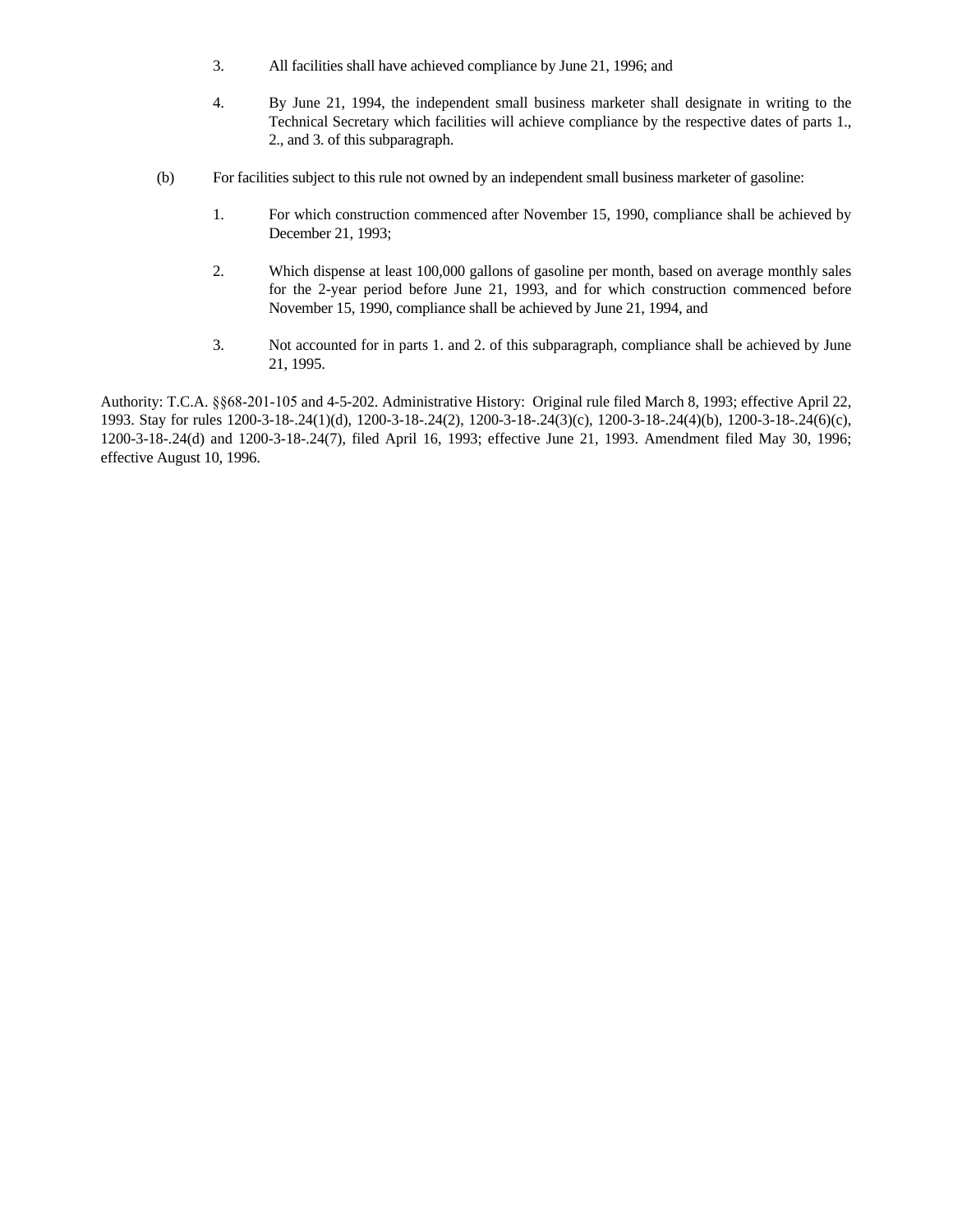3. All facilities shall have achieved compliance by June 21, 1996; and

4. By June 21, 1994, the independent small business marketer shall designate in writing to the Technical Secretary which facilities will achieve compliance by the respective dates of parts 1., 2., and 3. of this subparagraph.

(b) For facilities subject to this rule not owned by an independent small business marketer of gasoline:

1. For which construction commenced after November 15, 1990, compliance shall be achieved by December 21, 1993;

2. Which dispense at least 100,000 gallons of gasoline per month, based on average monthly sales for the 2-year period before June 21, 1993, and for which construction commenced before November 15, 1990, compliance shall be achieved by June 21, 1994, and

3. Not accounted for in parts 1. and 2. of this subparagraph, compliance shall be achieved by June 21, 1995.

Authority: T.C.A. §§68-201-105 and 4-5-202. Administrative History: Original rule filed March 8, 1993; effective April 22, 1993. Stay for rules 1200-3-18-.24(1)(d), 1200-3-18-.24(2), 1200-3-18-.24(3)(c), 1200-3-18-.24(4)(b), 1200-3-18-.24(6)(c), 1200-3-18-.24(d) and 1200-3-18-.24(7), filed April 16, 1993; effective June 21, 1993. Amendment filed May 30, 1996; effective August 10, 1996.